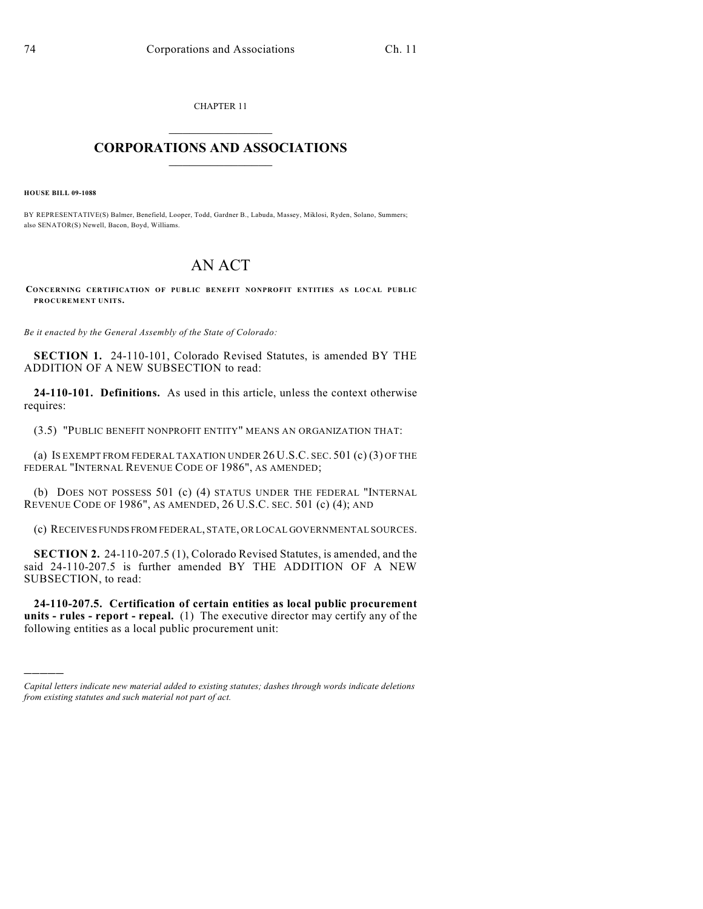CHAPTER 11

## CORPORATIONS AND ASSOCIATIONS

**HOUSE BILL 09-1088**

BY REPRESENTATIVE(S) Balmer, Benefield, Looper, Todd, Gardner B., Labuda, Massey, Miklosi, Ryden, Solano, Summers; also SENATOR(S) Newell, Bacon, Boyd, Williams.

# AN ACT

**CONCERNING CERTIFICATION OF PUBLIC BENEFIT NONPROFIT ENTITIES AS LOCAL PUBLIC PROCUREMENT UNITS.**

*Be it enacted by the General Assembly of the State of Colorado:*

**SECTION 1.** 24-110-101, Colorado Revised Statutes, is amended BY THE ADDITION OF A NEW SUBSECTION to read:

**24-110-101. Definitions.** As used in this article, unless the context otherwise requires:

(3.5) "PUBLIC BENEFIT NONPROFIT ENTITY" MEANS AN ORGANIZATION THAT:

(a) IS EXEMPT FROM FEDERAL TAXATION UNDER 26 U.S.C. SEC. 501 (c) (3) OF THE FEDERAL "INTERNAL REVENUE CODE OF 1986", AS AMENDED;

(b) DOES NOT POSSESS 501 (c) (4) STATUS UNDER THE FEDERAL "INTERNAL REVENUE CODE OF 1986", AS AMENDED, 26 U.S.C. SEC. 501 (c) (4); AND

(c) RECEIVES FUNDS FROM FEDERAL, STATE, OR LOCAL GOVERNMENTAL SOURCES.

**SECTION 2.** 24-110-207.5 (1), Colorado Revised Statutes, is amended, and the said 24-110-207.5 is further amended BY THE ADDITION OF A NEW SUBSECTION, to read:

**24-110-207.5. Certification of certain entities as local public procurement units - rules - report - repeal.** (1) The executive director may certify any of the following entities as a local public procurement unit:

---

*Capital letters indicate new material added to existing statutes; dashes through words indicate deletions from existing statutes and such material not part of act.*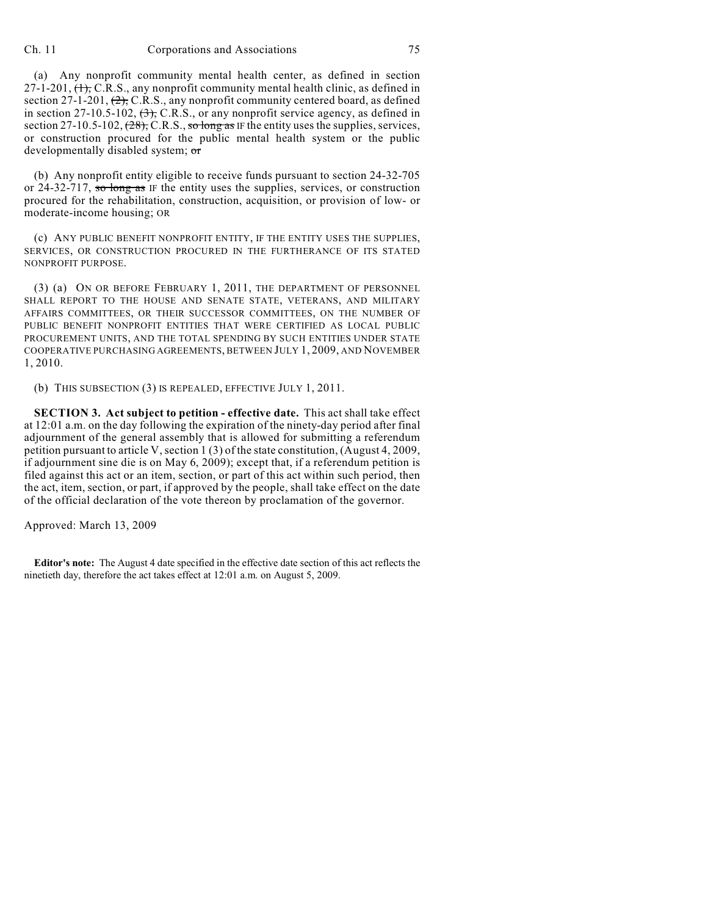(a) Any nonprofit community mental health center, as defined in section 27-1-201, ~~(1),~~ C.R.S., any nonprofit community mental health clinic, as defined in section 27-1-201, ~~(2),~~ C.R.S., any nonprofit community centered board, as defined in section 27-10.5-102, ~~(3),~~ C.R.S., or any nonprofit service agency, as defined in section 27-10.5-102, ~~(28),~~ C.R.S., ~~so long as~~ IF the entity uses the supplies, services, or construction procured for the public mental health system or the public developmentally disabled system; ~~or~~

(b) Any nonprofit entity eligible to receive funds pursuant to section 24-32-705 or 24-32-717, ~~so long as~~ IF the entity uses the supplies, services, or construction procured for the rehabilitation, construction, acquisition, or provision of low- or moderate-income housing; OR

(c) ANY PUBLIC BENEFIT NONPROFIT ENTITY, IF THE ENTITY USES THE SUPPLIES, SERVICES, OR CONSTRUCTION PROCURED IN THE FURTHERANCE OF ITS STATED NONPROFIT PURPOSE.

(3) (a) ON OR BEFORE FEBRUARY 1, 2011, THE DEPARTMENT OF PERSONNEL SHALL REPORT TO THE HOUSE AND SENATE STATE, VETERANS, AND MILITARY AFFAIRS COMMITTEES, OR THEIR SUCCESSOR COMMITTEES, ON THE NUMBER OF PUBLIC BENEFIT NONPROFIT ENTITIES THAT WERE CERTIFIED AS LOCAL PUBLIC PROCUREMENT UNITS, AND THE TOTAL SPENDING BY SUCH ENTITIES UNDER STATE COOPERATIVE PURCHASING AGREEMENTS, BETWEEN JULY 1, 2009, AND NOVEMBER 1, 2010.

(b) THIS SUBSECTION (3) IS REPEALED, EFFECTIVE JULY 1, 2011.

**SECTION 3. Act subject to petition - effective date.** This act shall take effect at 12:01 a.m. on the day following the expiration of the ninety-day period after final adjournment of the general assembly that is allowed for submitting a referendum petition pursuant to article V, section 1 (3) of the state constitution, (August 4, 2009, if adjournment sine die is on May 6, 2009); except that, if a referendum petition is filed against this act or an item, section, or part of this act within such period, then the act, item, section, or part, if approved by the people, shall take effect on the date of the official declaration of the vote thereon by proclamation of the governor.

Approved: March 13, 2009

**Editor's note:** The August 4 date specified in the effective date section of this act reflects the ninetieth day, therefore the act takes effect at 12:01 a.m. on August 5, 2009.